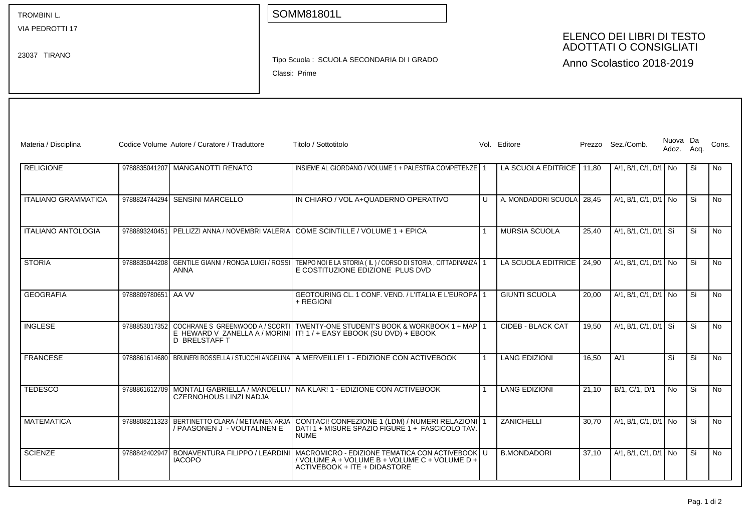TROMBINI L.
VIA PEDROTTI 17

23037 TIRANO

SOMM81801L

Tipo Scuola : SCUOLA SECONDARIA DI I GRADO

Classi: Prime

# ELENCO DEI LIBRI DI TESTO ADOTTATI O CONSIGLIATI

Anno Scolastico 2018-2019

| Materia / Disciplina | Codice Volume | Autore / Curatore / Traduttore | Titolo / Sottotitolo | Vol. | Editore | Prezzo | Sez./Comb. | Nuova Adoz. | Da Acq. | Cons. |
|---|---|---|---|---|---|---|---|---|---|---|
| RELIGIONE | 9788835041207 | MANGANOTTI RENATO | INSIEME AL GIORDANO / VOLUME 1 + PALESTRA COMPETENZE | 1 | LA SCUOLA EDITRICE | 11,80 | A/1, B/1, C/1, D/1 | No | Si | No |
| ITALIANO GRAMMATICA | 9788824744294 | SENSINI MARCELLO | IN CHIARO / VOL A+QUADERNO OPERATIVO | U | A. MONDADORI SCUOLA | 28,45 | A/1, B/1, C/1, D/1 | No | Si | No |
| ITALIANO ANTOLOGIA | 9788893240451 | PELLIZZI ANNA / NOVEMBRI VALERIA | COME SCINTILLE / VOLUME 1 + EPICA | 1 | MURSIA SCUOLA | 25,40 | A/1, B/1, C/1, D/1 | Si | Si | No |
| STORIA | 9788835044208 | GENTILE GIANNI / RONGA LUIGI / ROSSI ANNA | TEMPO NOI E LA STORIA ( IL ) / CORSO DI STORIA , CITTADINANZA E COSTITUZIONE EDIZIONE PLUS DVD | 1 | LA SCUOLA EDITRICE | 24,90 | A/1, B/1, C/1, D/1 | No | Si | No |
| GEOGRAFIA | 9788809780651 | AA VV | GEOTOURING CL. 1 CONF. VEND. / L'ITALIA E L'EUROPA + REGIONI | 1 | GIUNTI SCUOLA | 20,00 | A/1, B/1, C/1, D/1 | No | Si | No |
| INGLESE | 9788853017352 | COCHRANE S GREENWOOD A / SCORTI E HEWARD V ZANELLA A / MORINI D BRELSTAFF T | TWENTY-ONE STUDENT'S BOOK & WORKBOOK 1 + MAP IT! 1 / + EASY EBOOK (SU DVD) + EBOOK | 1 | CIDEB - BLACK CAT | 19,50 | A/1, B/1, C/1, D/1 | Si | Si | No |
| FRANCESE | 9788861614680 | BRUNERI ROSSELLA / STUCCHI ANGELINA | A MERVEILLE! 1 - EDIZIONE CON ACTIVEBOOK | 1 | LANG EDIZIONI | 16,50 | A/1 | Si | Si | No |
| TEDESCO | 9788861612709 | MONTALI GABRIELLA / MANDELLI / CZERNOHOUS LINZI NADJA | NA KLAR! 1 - EDIZIONE CON ACTIVEBOOK | 1 | LANG EDIZIONI | 21,10 | B/1, C/1, D/1 | No | Si | No |
| MATEMATICA | 9788808211323 | BERTINETTO CLARA / METIAINEN ARJA / PAASONEN J - VOUTALINEN E | CONTACI! CONFEZIONE 1 (LDM) / NUMERI RELAZIONI DATI 1 + MISURE SPAZIO FIGURE 1 + FASCICOLO TAV. NUME | 1 | ZANICHELLI | 30,70 | A/1, B/1, C/1, D/1 | No | Si | No |
| SCIENZE | 9788842402947 | BONAVENTURA FILIPPO / LEARDINI IACOPO | MACROMICRO - EDIZIONE TEMATICA CON ACTIVEBOOK / VOLUME A + VOLUME B + VOLUME C + VOLUME D + ACTIVEBOOK + ITE + DIDASTORE | U | B.MONDADORI | 37,10 | A/1, B/1, C/1, D/1 | No | Si | No |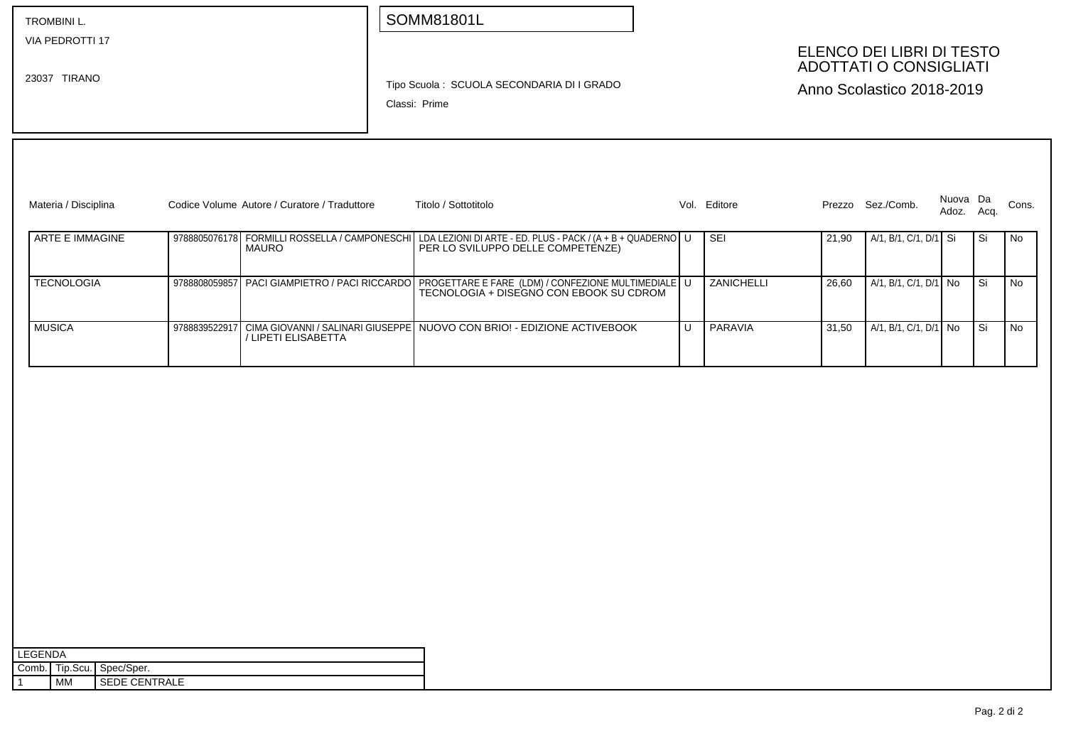TROMBINI L.
VIA PEDROTTI 17

23037 TIRANO

SOMM81801L

Tipo Scuola : SCUOLA SECONDARIA DI I GRADO

Classi: Prime

## ELENCO DEI LIBRI DI TESTO ADOTTATI O CONSIGLIATI

Anno Scolastico 2018-2019

| Materia / Disciplina | Codice Volume | Autore / Curatore / Traduttore | Titolo / Sottotitolo | Vol. | Editore | Prezzo | Sez./Comb. | Nuova Adoz. | Da Acq. | Cons. |
|---|---|---|---|---|---|---|---|---|---|---|
| ARTE E IMMAGINE | 9788805076178 | FORMILLI ROSSELLA / CAMPONESCHI MAURO | LDA LEZIONI DI ARTE - ED. PLUS - PACK / (A + B + QUADERNO PER LO SVILUPPO DELLE COMPETENZE) | U | SEI | 21,90 | A/1, B/1, C/1, D/1 | Si | Si | No |
| TECNOLOGIA | 9788808059857 | PACI GIAMPIETRO / PACI RICCARDO | PROGETTARE E FARE (LDM) / CONFEZIONE MULTIMEDIALE TECNOLOGIA + DISEGNO CON EBOOK SU CDROM | U | ZANICHELLI | 26,60 | A/1, B/1, C/1, D/1 | No | Si | No |
| MUSICA | 9788839522917 | CIMA GIOVANNI / SALINARI GIUSEPPE / LIPETI ELISABETTA | NUOVO CON BRIO! - EDIZIONE ACTIVEBOOK | U | PARAVIA | 31,50 | A/1, B/1, C/1, D/1 | No | Si | No |

| LEGENDA | | |
|---|---|---|
| Comb. | Tip.Scu. | Spec/Sper. |
| 1 | MM | SEDE CENTRALE |